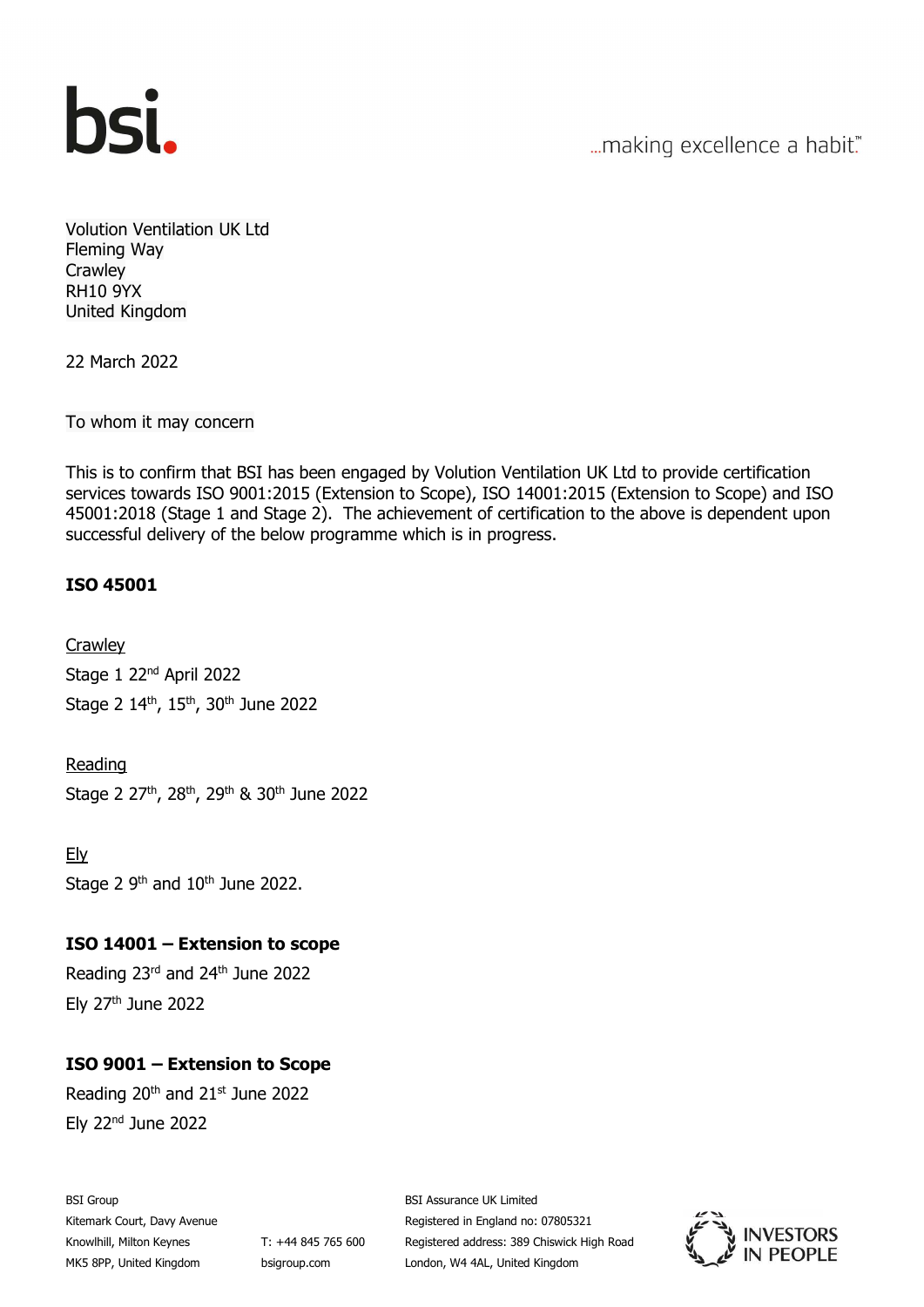Volution Ventilation UK Ltd
Fleming Way
Crawley
RH10 9YX
United Kingdom

22 March 2022

To whom it may concern

This is to confirm that BSI has been engaged by Volution Ventilation UK Ltd to provide certification services towards ISO 9001:2015 (Extension to Scope), ISO 14001:2015 (Extension to Scope) and ISO 45001:2018 (Stage 1 and Stage 2). The achievement of certification to the above is dependent upon successful delivery of the below programme which is in progress.

**ISO 45001**

Crawley
Stage 1 22nd April 2022
Stage 2 14th, 15th, 30th June 2022

Reading
Stage 2 27th, 28th, 29th & 30th June 2022

Ely
Stage 2 9th and 10th June 2022.

**ISO 14001 – Extension to scope**
Reading 23rd and 24th June 2022
Ely 27th June 2022

**ISO 9001 – Extension to Scope**
Reading 20th and 21st June 2022
Ely 22nd June 2022

BSI Group
Kitemark Court, Davy Avenue
Knowlhill, Milton Keynes
MK5 8PP, United Kingdom

T: +44 845 765 600
bsigroup.com

BSI Assurance UK Limited
Registered in England no: 07805321
Registered address: 389 Chiswick High Road
London, W4 4AL, United Kingdom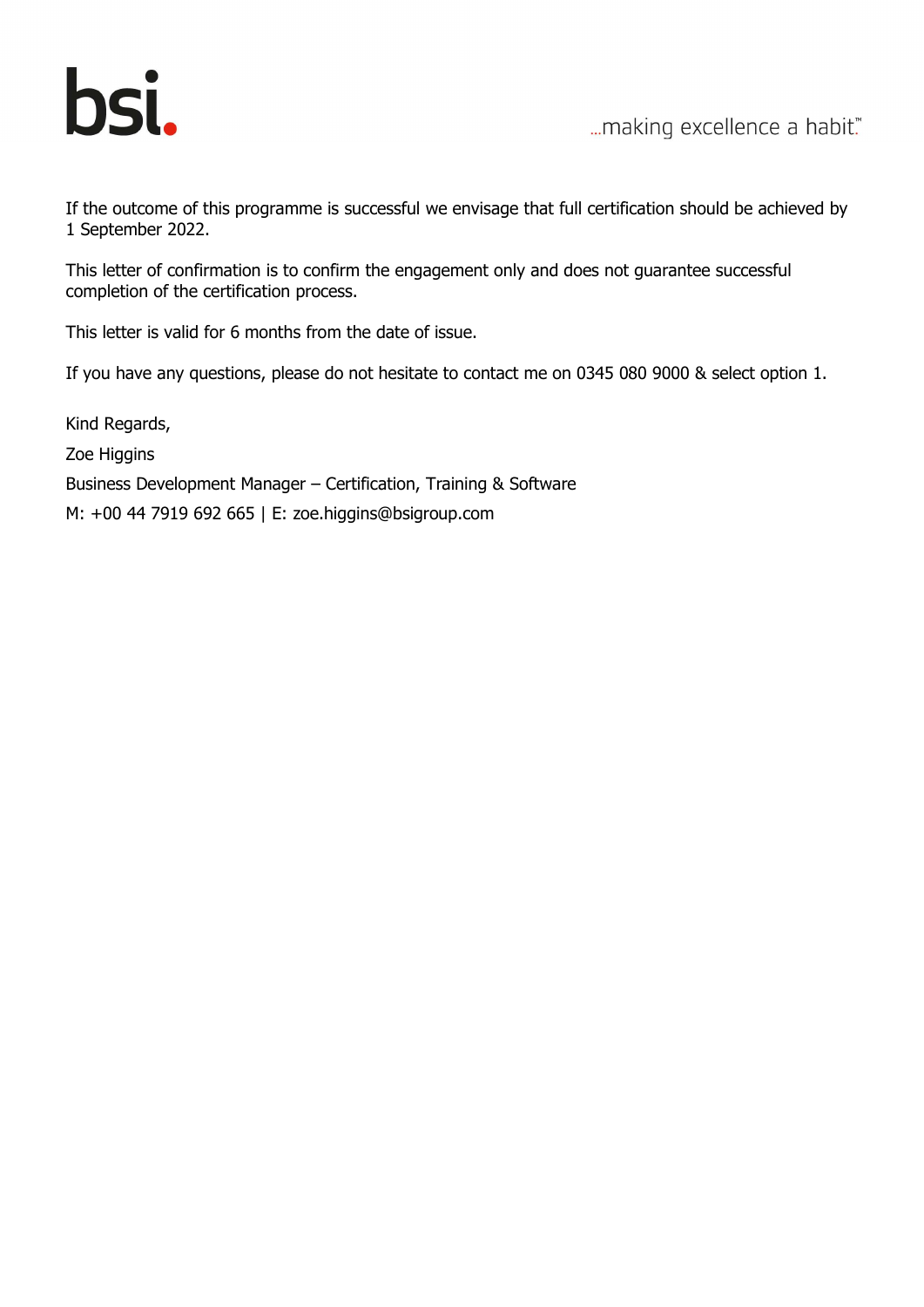If the outcome of this programme is successful we envisage that full certification should be achieved by 1 September 2022.

This letter of confirmation is to confirm the engagement only and does not guarantee successful completion of the certification process.

This letter is valid for 6 months from the date of issue.

If you have any questions, please do not hesitate to contact me on 0345 080 9000 & select option 1.

Kind Regards,

Zoe Higgins

Business Development Manager – Certification, Training & Software

M: +00 44 7919 692 665 | E: zoe.higgins@bsigroup.com